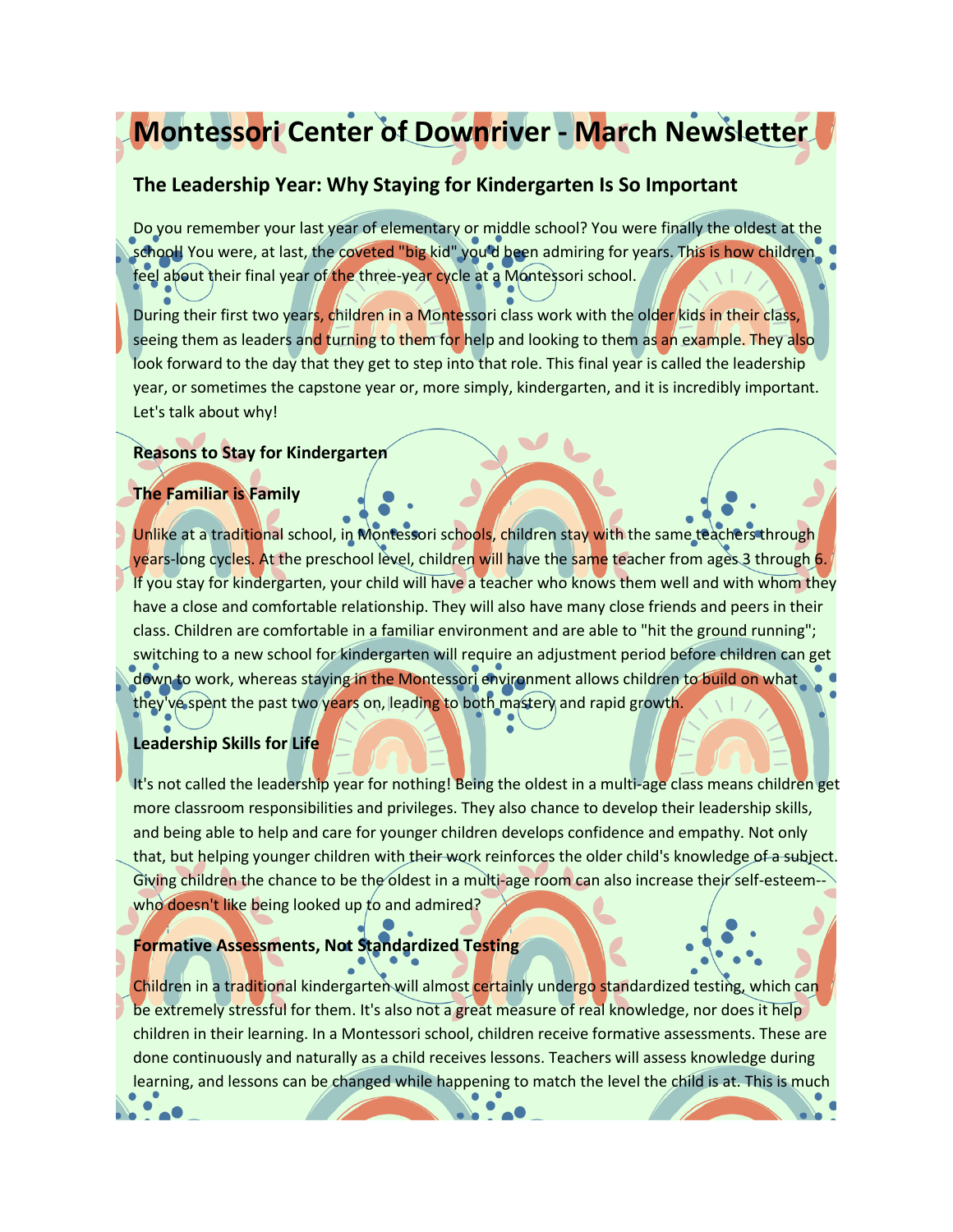# Montessori Center of Downriver - March Newsletter

## The Leadership Year: Why Staying for Kindergarten Is So Important

Do you remember your last year of elementary or middle school? You were finally the oldest at the school! You were, at last, the coveted "big kid" you'd been admiring for years. This is how children feel about their final year of the three-year cycle at a Montessori school.

During their first two years, children in a Montessori class work with the older kids in their class, seeing them as leaders and turning to them for help and looking to them as an example. They also look forward to the day that they get to step into that role. This final year is called the leadership year, or sometimes the capstone year or, more simply, kindergarten, and it is incredibly important. Let's talk about why!

**Reasons to Stay for Kindergarten**

**The Familiar is Family**

Unlike at a traditional school, in Montessori schools, children stay with the same teachers through years-long cycles. At the preschool level, children will have the same teacher from ages 3 through 6. If you stay for kindergarten, your child will have a teacher who knows them well and with whom they have a close and comfortable relationship. They will also have many close friends and peers in their class. Children are comfortable in a familiar environment and are able to "hit the ground running"; switching to a new school for kindergarten will require an adjustment period before children can get down to work, whereas staying in the Montessori environment allows children to build on what they've spent the past two years on, leading to both mastery and rapid growth.

**Leadership Skills for Life**

It's not called the leadership year for nothing! Being the oldest in a multi-age class means children get more classroom responsibilities and privileges. They also chance to develop their leadership skills, and being able to help and care for younger children develops confidence and empathy. Not only that, but helping younger children with their work reinforces the older child's knowledge of a subject. Giving children the chance to be the oldest in a multi-age room can also increase their self-esteem--who doesn't like being looked up to and admired?

**Formative Assessments, Not Standardized Testing**

Children in a traditional kindergarten will almost certainly undergo standardized testing, which can be extremely stressful for them. It's also not a great measure of real knowledge, nor does it help children in their learning. In a Montessori school, children receive formative assessments. These are done continuously and naturally as a child receives lessons. Teachers will assess knowledge during learning, and lessons can be changed while happening to match the level the child is at. This is much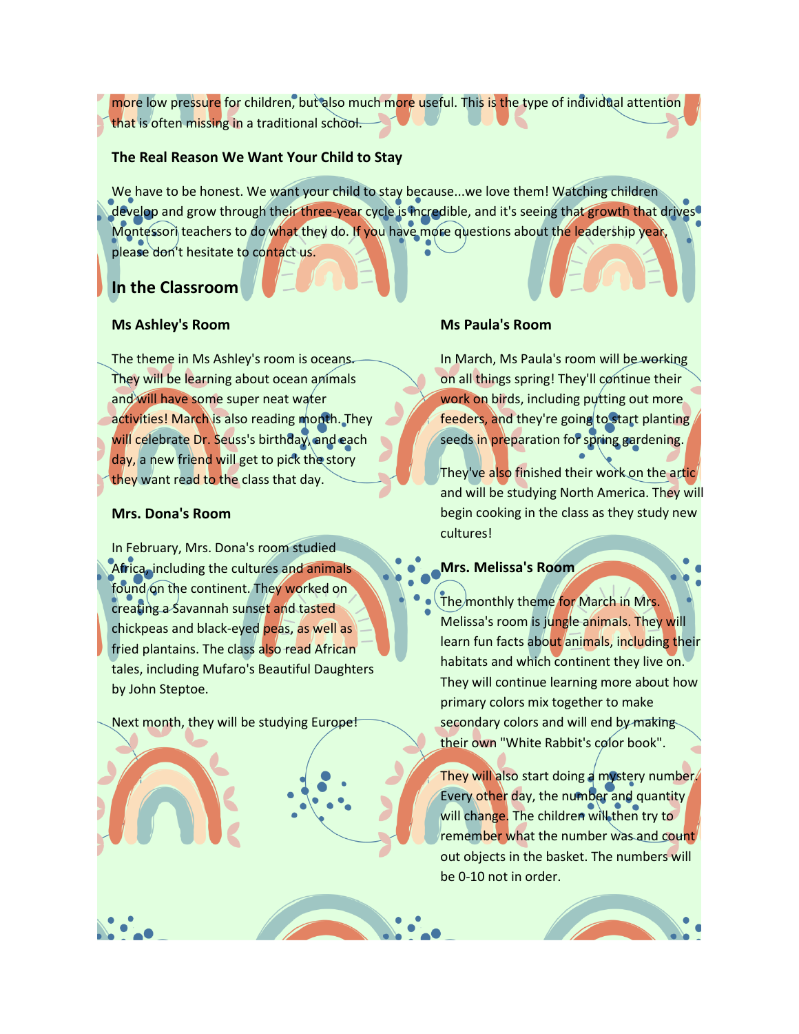more low pressure for children, but also much more useful. This is the type of individual attention that is often missing in a traditional school.

**The Real Reason We Want Your Child to Stay**

We have to be honest. We want your child to stay because...we love them! Watching children develop and grow through their three-year cycle is incredible, and it's seeing that growth that drives Montessori teachers to do what they do. If you have more questions about the leadership year, please don't hesitate to contact us.

## In the Classroom

### Ms Ashley's Room

The theme in Ms Ashley's room is oceans. They will be learning about ocean animals and will have some super neat water activities! March is also reading month. They will celebrate Dr. Seuss's birthday, and each day, a new friend will get to pick the story they want read to the class that day.

### Mrs. Dona's Room

In February, Mrs. Dona's room studied Africa, including the cultures and animals found on the continent. They worked on creating a Savannah sunset and tasted chickpeas and black-eyed peas, as well as fried plantains. The class also read African tales, including Mufaro's Beautiful Daughters by John Steptoe.

Next month, they will be studying Europe!

### Ms Paula's Room

In March, Ms Paula's room will be working on all things spring! They'll continue their work on birds, including putting out more feeders, and they're going to start planting seeds in preparation for spring gardening.

They've also finished their work on the artic and will be studying North America. They will begin cooking in the class as they study new cultures!

### Mrs. Melissa's Room

The monthly theme for March in Mrs. Melissa's room is jungle animals. They will learn fun facts about animals, including their habitats and which continent they live on. They will continue learning more about how primary colors mix together to make secondary colors and will end by making their own "White Rabbit's color book".

They will also start doing a mystery number. Every other day, the number and quantity will change. The children will then try to remember what the number was and count out objects in the basket. The numbers will be 0-10 not in order.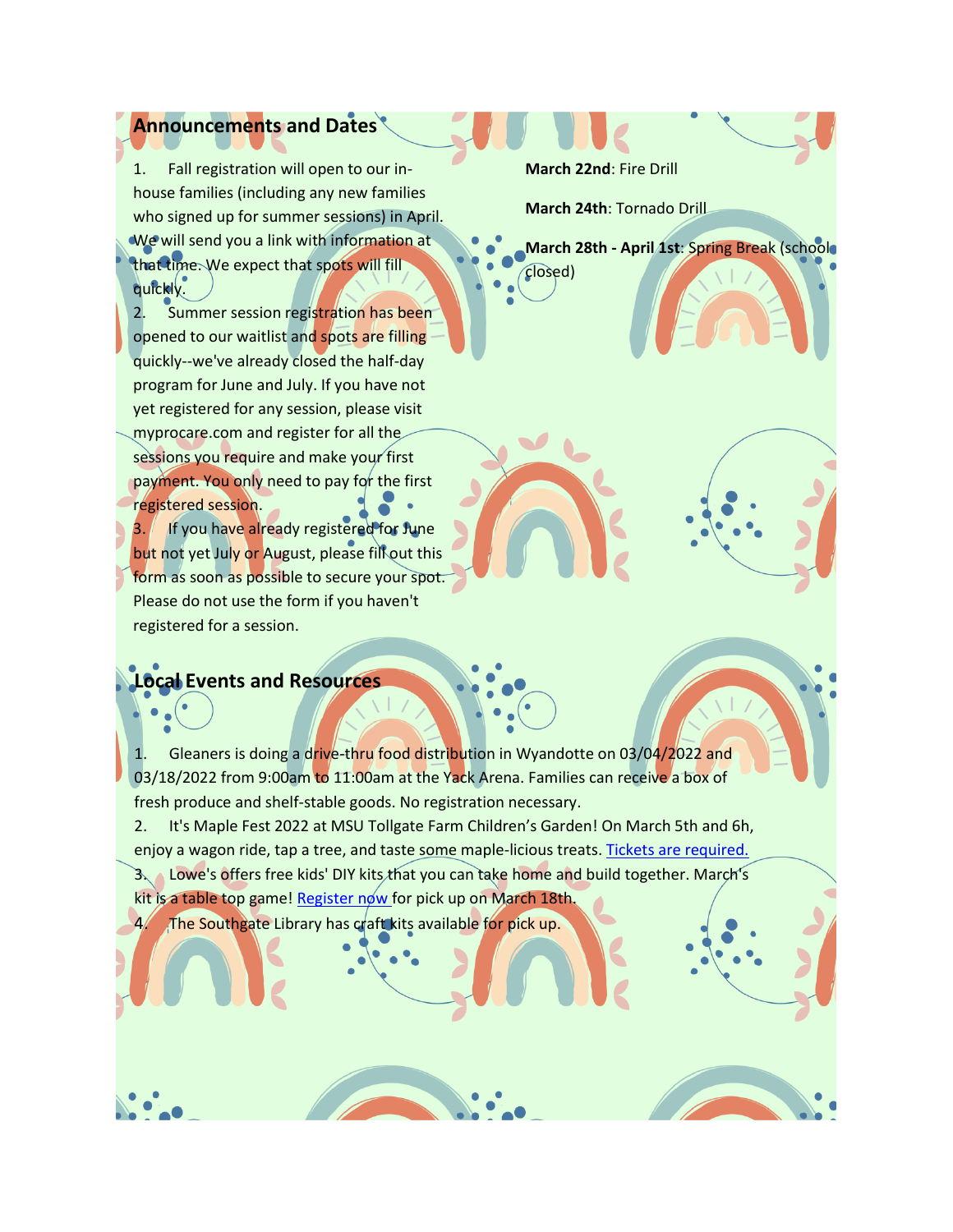## Announcements and Dates

1. Fall registration will open to our in-house families (including any new families who signed up for summer sessions) in April. We will send you a link with information at that time. We expect that spots will fill quickly.
2. Summer session registration has been opened to our waitlist and spots are filling quickly--we've already closed the half-day program for June and July. If you have not yet registered for any session, please visit myprocare.com and register for all the sessions you require and make your first payment. You only need to pay for the first registered session.
3. If you have already registered for June but not yet July or August, please fill out this form as soon as possible to secure your spot. Please do not use the form if you haven't registered for a session.

**March 22nd**: Fire Drill

**March 24th**: Tornado Drill

**March 28th - April 1st**: Spring Break (school closed)

## Local Events and Resources

1. Gleaners is doing a drive-thru food distribution in Wyandotte on 03/04/2022 and 03/18/2022 from 9:00am to 11:00am at the Yack Arena. Families can receive a box of fresh produce and shelf-stable goods. No registration necessary.
2. It's Maple Fest 2022 at MSU Tollgate Farm Children's Garden! On March 5th and 6h, enjoy a wagon ride, tap a tree, and taste some maple-licious treats. Tickets are required.
3. Lowe's offers free kids' DIY kits that you can take home and build together. March's kit is a table top game! Register now for pick up on March 18th.
4. The Southgate Library has craft kits available for pick up.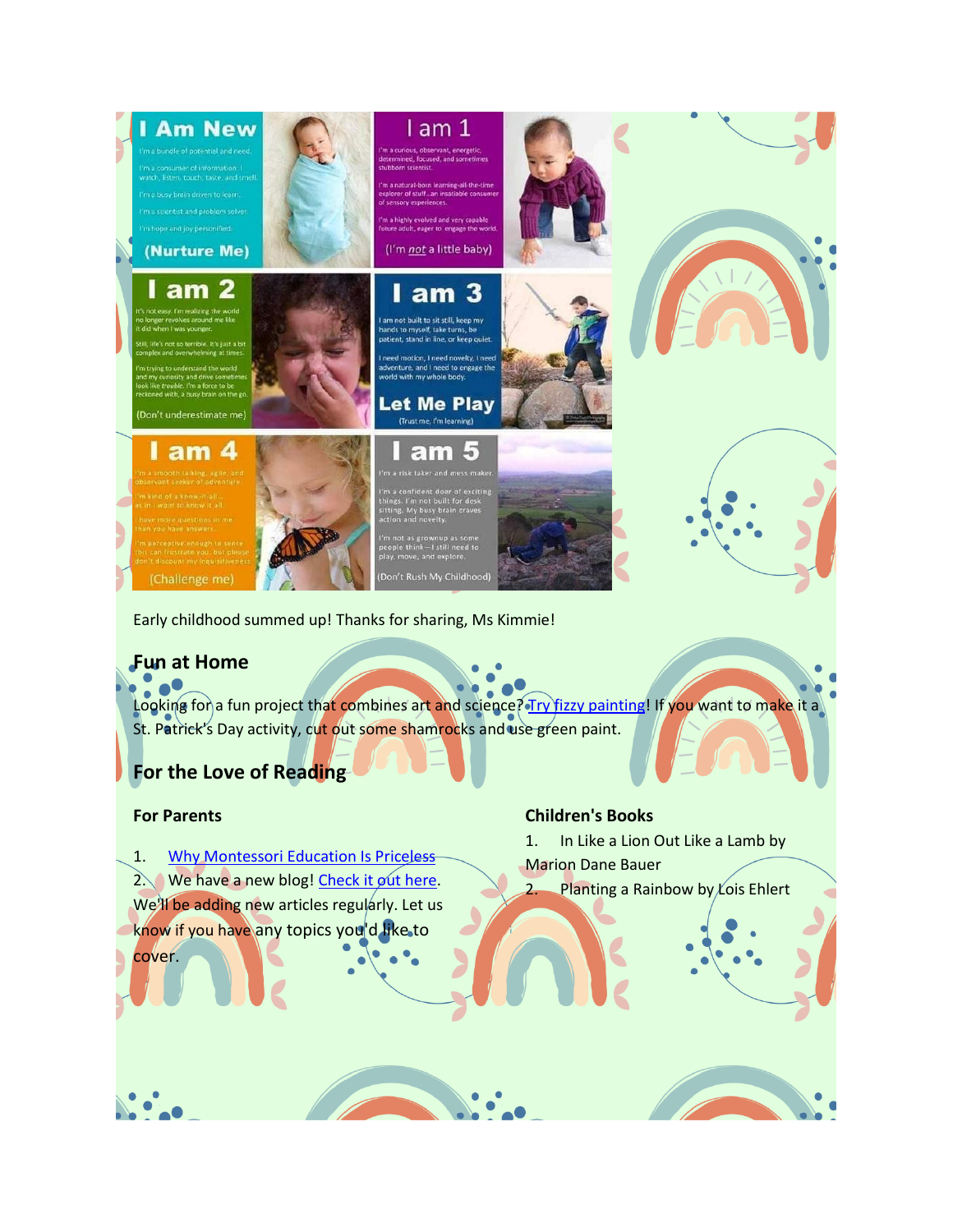Early childhood summed up! Thanks for sharing, Ms Kimmie!

## Fun at Home

Looking for a fun project that combines art and science? [Try fizzy painting]! If you want to make it a St. Patrick's Day activity, cut out some shamrocks and use green paint.

## For the Love of Reading

### For Parents

1. [Why Montessori Education Is Priceless]
2. We have a new blog! [Check it out here]. We'll be adding new articles regularly. Let us know if you have any topics you'd like to cover.

### Children's Books

1. In Like a Lion Out Like a Lamb by Marion Dane Bauer
2. Planting a Rainbow by Lois Ehlert